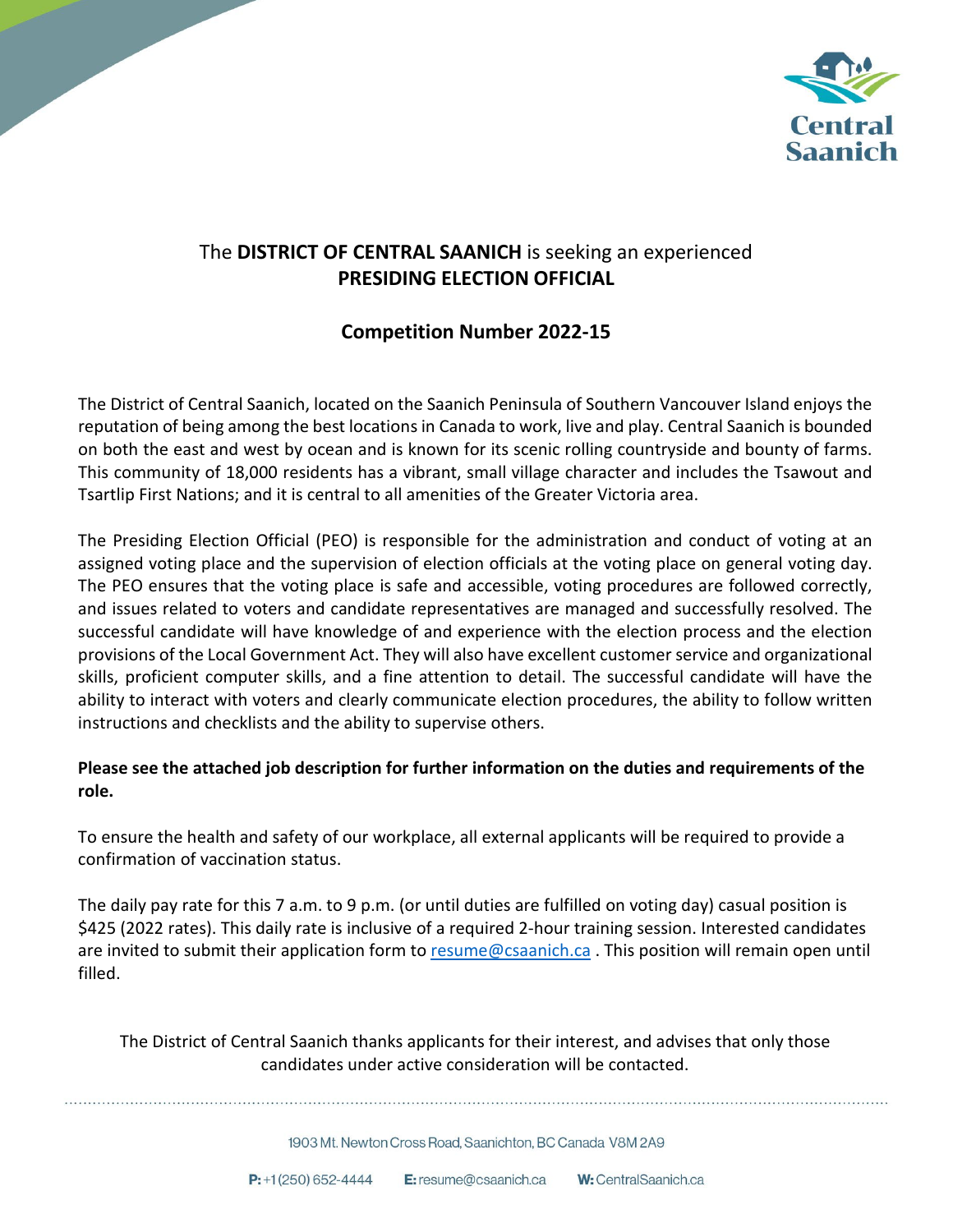Central Saanich

The **DISTRICT OF CENTRAL SAANICH** is seeking an experienced
**PRESIDING ELECTION OFFICIAL**

## Competition Number 2022-15

The District of Central Saanich, located on the Saanich Peninsula of Southern Vancouver Island enjoys the reputation of being among the best locations in Canada to work, live and play. Central Saanich is bounded on both the east and west by ocean and is known for its scenic rolling countryside and bounty of farms. This community of 18,000 residents has a vibrant, small village character and includes the Tsawout and Tsartlip First Nations; and it is central to all amenities of the Greater Victoria area.

The Presiding Election Official (PEO) is responsible for the administration and conduct of voting at an assigned voting place and the supervision of election officials at the voting place on general voting day. The PEO ensures that the voting place is safe and accessible, voting procedures are followed correctly, and issues related to voters and candidate representatives are managed and successfully resolved. The successful candidate will have knowledge of and experience with the election process and the election provisions of the Local Government Act. They will also have excellent customer service and organizational skills, proficient computer skills, and a fine attention to detail. The successful candidate will have the ability to interact with voters and clearly communicate election procedures, the ability to follow written instructions and checklists and the ability to supervise others.

**Please see the attached job description for further information on the duties and requirements of the role.**

To ensure the health and safety of our workplace, all external applicants will be required to provide a confirmation of vaccination status.

The daily pay rate for this 7 a.m. to 9 p.m. (or until duties are fulfilled on voting day) casual position is $425 (2022 rates). This daily rate is inclusive of a required 2-hour training session. Interested candidates are invited to submit their application form to [resume@csaanich.ca](mailto:resume@csaanich.ca) . This position will remain open until filled.

The District of Central Saanich thanks applicants for their interest, and advises that only those candidates under active consideration will be contacted.

1903 Mt. Newton Cross Road, Saanichton, BC Canada V8M 2A9

**P:** +1 (250) 652-4444 **E:** resume@csaanich.ca **W:** CentralSaanich.ca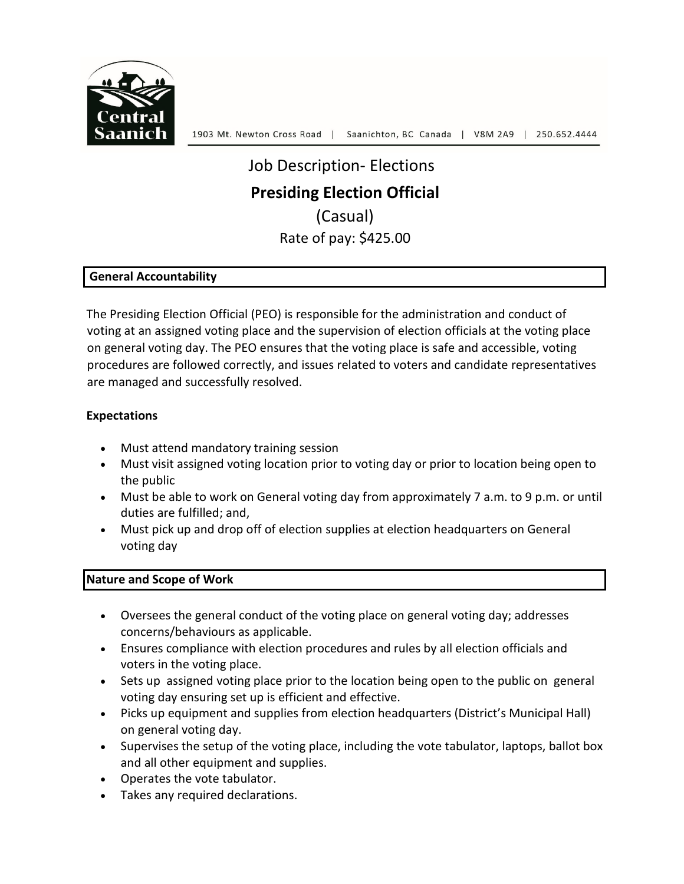1903 Mt. Newton Cross Road | Saanichton, BC Canada | V8M 2A9 | 250.652.4444

# Job Description- Elections

## Presiding Election Official

(Casual)

Rate of pay: $425.00

### General Accountability

The Presiding Election Official (PEO) is responsible for the administration and conduct of voting at an assigned voting place and the supervision of election officials at the voting place on general voting day. The PEO ensures that the voting place is safe and accessible, voting procedures are followed correctly, and issues related to voters and candidate representatives are managed and successfully resolved.

**Expectations**

- Must attend mandatory training session
- Must visit assigned voting location prior to voting day or prior to location being open to the public
- Must be able to work on General voting day from approximately 7 a.m. to 9 p.m. or until duties are fulfilled; and,
- Must pick up and drop off of election supplies at election headquarters on General voting day

### Nature and Scope of Work

- Oversees the general conduct of the voting place on general voting day; addresses concerns/behaviours as applicable.
- Ensures compliance with election procedures and rules by all election officials and voters in the voting place.
- Sets up assigned voting place prior to the location being open to the public on general voting day ensuring set up is efficient and effective.
- Picks up equipment and supplies from election headquarters (District's Municipal Hall) on general voting day.
- Supervises the setup of the voting place, including the vote tabulator, laptops, ballot box and all other equipment and supplies.
- Operates the vote tabulator.
- Takes any required declarations.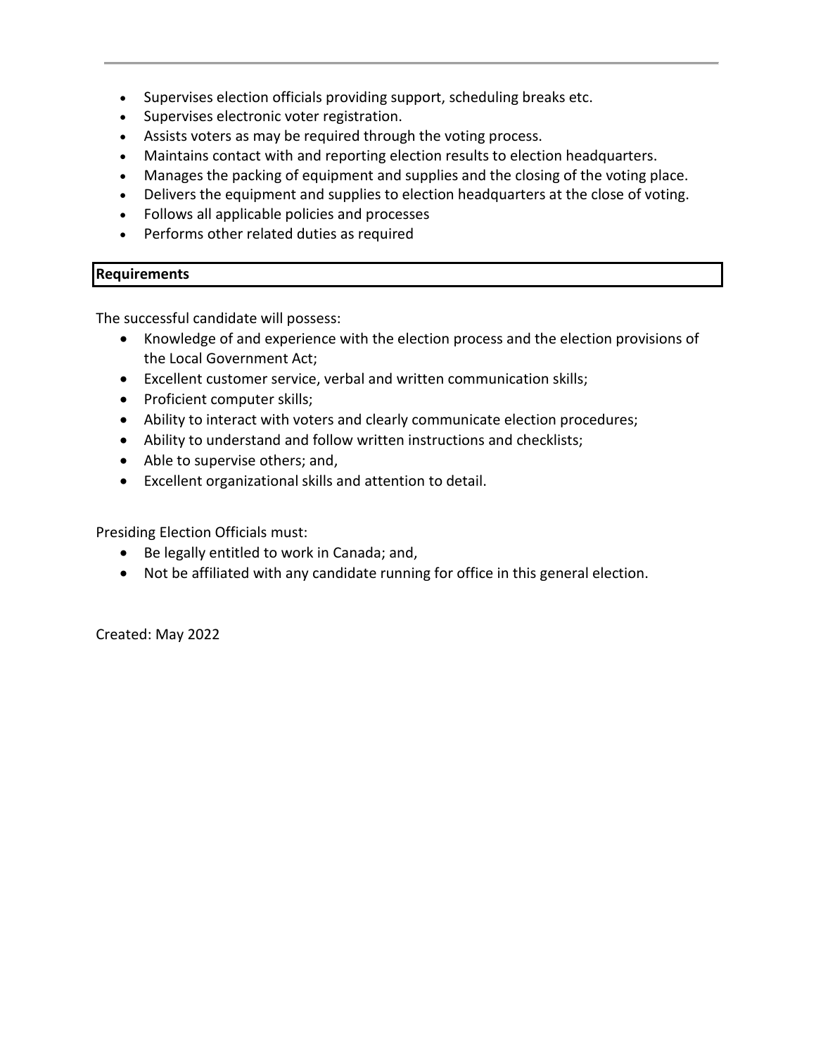- Supervises election officials providing support, scheduling breaks etc.
- Supervises electronic voter registration.
- Assists voters as may be required through the voting process.
- Maintains contact with and reporting election results to election headquarters.
- Manages the packing of equipment and supplies and the closing of the voting place.
- Delivers the equipment and supplies to election headquarters at the close of voting.
- Follows all applicable policies and processes
- Performs other related duties as required

**Requirements**

The successful candidate will possess:

- Knowledge of and experience with the election process and the election provisions of the Local Government Act;
- Excellent customer service, verbal and written communication skills;
- Proficient computer skills;
- Ability to interact with voters and clearly communicate election procedures;
- Ability to understand and follow written instructions and checklists;
- Able to supervise others; and,
- Excellent organizational skills and attention to detail.

Presiding Election Officials must:

- Be legally entitled to work in Canada; and,
- Not be affiliated with any candidate running for office in this general election.

Created: May 2022